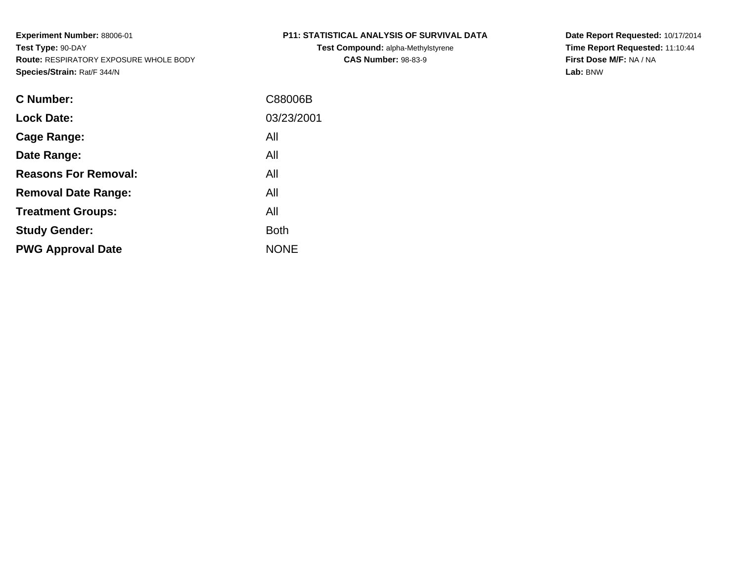**Experiment Number:** 88006-01
**Test Type:** 90-DAY
**Route:** RESPIRATORY EXPOSURE WHOLE BODY
**Species/Strain:** Rat/F 344/N

**P11: STATISTICAL ANALYSIS OF SURVIVAL DATA**
**Test Compound:** alpha-Methylstyrene
**CAS Number:** 98-83-9

**Date Report Requested:** 10/17/2014
**Time Report Requested:** 11:10:44
**First Dose M/F:** NA / NA
**Lab:** BNW

| | |
|---|---|
| **C Number:** | C88006B |
| **Lock Date:** | 03/23/2001 |
| **Cage Range:** | All |
| **Date Range:** | All |
| **Reasons For Removal:** | All |
| **Removal Date Range:** | All |
| **Treatment Groups:** | All |
| **Study Gender:** | Both |
| **PWG Approval Date** | NONE |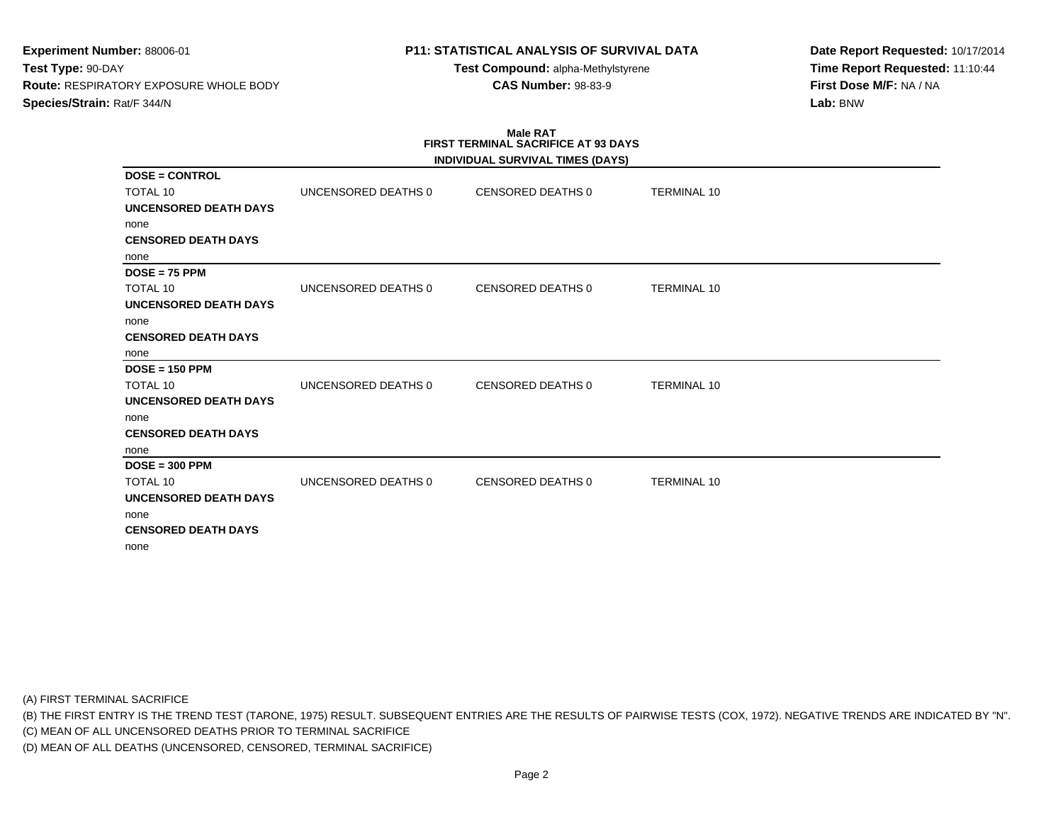**Experiment Number:** 88006-01
**Test Type:** 90-DAY
**Route:** RESPIRATORY EXPOSURE WHOLE BODY
**Species/Strain:** Rat/F 344/N

**P11: STATISTICAL ANALYSIS OF SURVIVAL DATA**
**Test Compound:** alpha-Methylstyrene
**CAS Number:** 98-83-9

**Date Report Requested:** 10/17/2014
**Time Report Requested:** 11:10:44
**First Dose M/F:** NA / NA
**Lab:** BNW

**Male RAT**
**FIRST TERMINAL SACRIFICE AT 93 DAYS**
**INDIVIDUAL SURVIVAL TIMES (DAYS)**

**DOSE = CONTROL**

| TOTAL 10 | UNCENSORED DEATHS 0 | CENSORED DEATHS 0 | TERMINAL 10 |
|---|---|---|---|

**UNCENSORED DEATH DAYS**
none
**CENSORED DEATH DAYS**
none

**DOSE = 75 PPM**

| TOTAL 10 | UNCENSORED DEATHS 0 | CENSORED DEATHS 0 | TERMINAL 10 |
|---|---|---|---|

**UNCENSORED DEATH DAYS**
none
**CENSORED DEATH DAYS**
none

**DOSE = 150 PPM**

| TOTAL 10 | UNCENSORED DEATHS 0 | CENSORED DEATHS 0 | TERMINAL 10 |
|---|---|---|---|

**UNCENSORED DEATH DAYS**
none
**CENSORED DEATH DAYS**
none

**DOSE = 300 PPM**

| TOTAL 10 | UNCENSORED DEATHS 0 | CENSORED DEATHS 0 | TERMINAL 10 |
|---|---|---|---|

**UNCENSORED DEATH DAYS**
none
**CENSORED DEATH DAYS**
none

(A) FIRST TERMINAL SACRIFICE
(B) THE FIRST ENTRY IS THE TREND TEST (TARONE, 1975) RESULT. SUBSEQUENT ENTRIES ARE THE RESULTS OF PAIRWISE TESTS (COX, 1972). NEGATIVE TRENDS ARE INDICATED BY "N".
(C) MEAN OF ALL UNCENSORED DEATHS PRIOR TO TERMINAL SACRIFICE
(D) MEAN OF ALL DEATHS (UNCENSORED, CENSORED, TERMINAL SACRIFICE)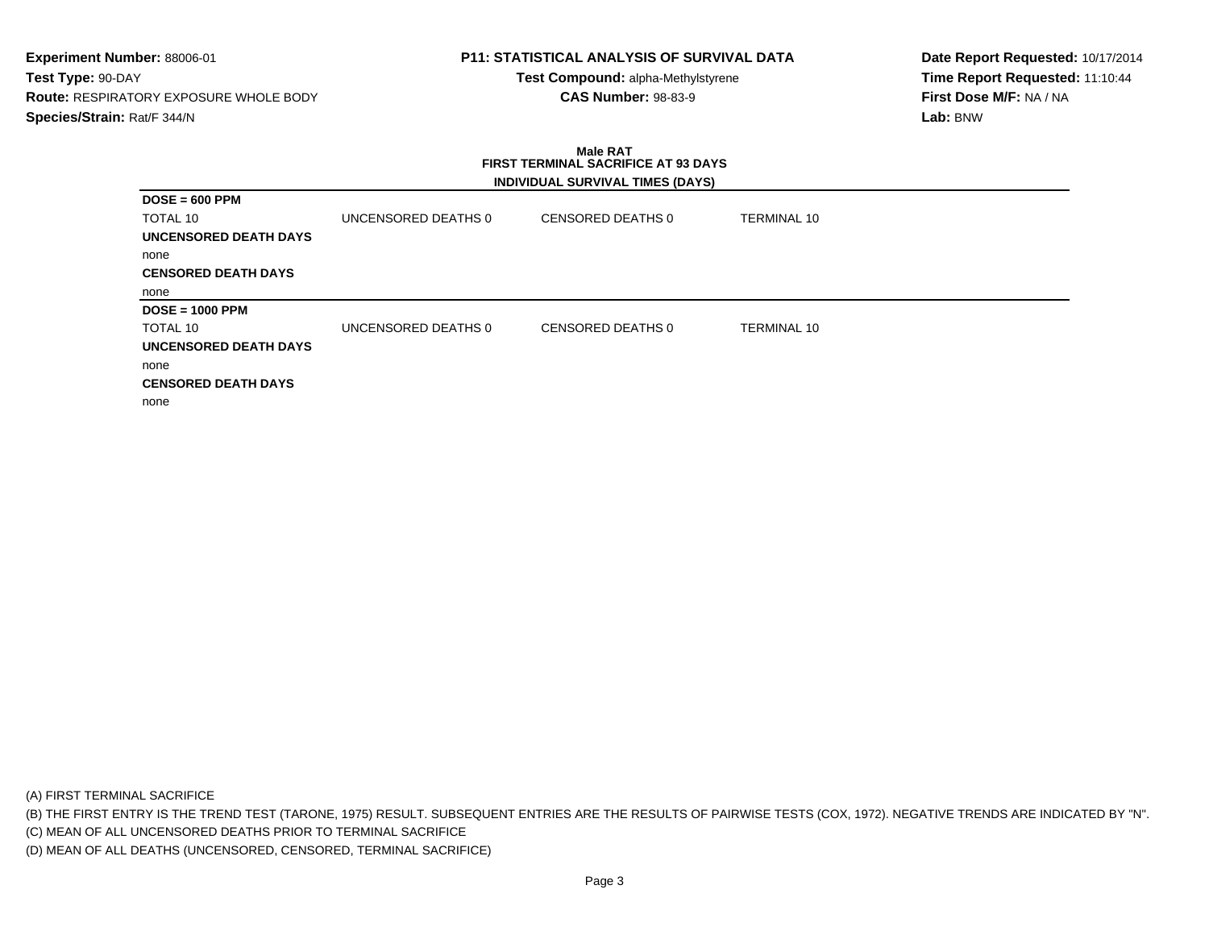**Experiment Number:** 88006-01
**Test Type:** 90-DAY
**Route:** RESPIRATORY EXPOSURE WHOLE BODY
**Species/Strain:** Rat/F 344/N

**P11: STATISTICAL ANALYSIS OF SURVIVAL DATA**
**Test Compound:** alpha-Methylstyrene
**CAS Number:** 98-83-9

**Date Report Requested:** 10/17/2014
**Time Report Requested:** 11:10:44
**First Dose M/F:** NA / NA
**Lab:** BNW

**Male RAT**
**FIRST TERMINAL SACRIFICE AT 93 DAYS**

**INDIVIDUAL SURVIVAL TIMES (DAYS)**

**DOSE = 600 PPM**

| TOTAL 10 | UNCENSORED DEATHS 0 | CENSORED DEATHS 0 | TERMINAL 10 |
|---|---|---|---|

**UNCENSORED DEATH DAYS**

none

**CENSORED DEATH DAYS**

none

**DOSE = 1000 PPM**

| TOTAL 10 | UNCENSORED DEATHS 0 | CENSORED DEATHS 0 | TERMINAL 10 |
|---|---|---|---|

**UNCENSORED DEATH DAYS**

none

**CENSORED DEATH DAYS**

none

(A) FIRST TERMINAL SACRIFICE
(B) THE FIRST ENTRY IS THE TREND TEST (TARONE, 1975) RESULT. SUBSEQUENT ENTRIES ARE THE RESULTS OF PAIRWISE TESTS (COX, 1972). NEGATIVE TRENDS ARE INDICATED BY "N".
(C) MEAN OF ALL UNCENSORED DEATHS PRIOR TO TERMINAL SACRIFICE
(D) MEAN OF ALL DEATHS (UNCENSORED, CENSORED, TERMINAL SACRIFICE)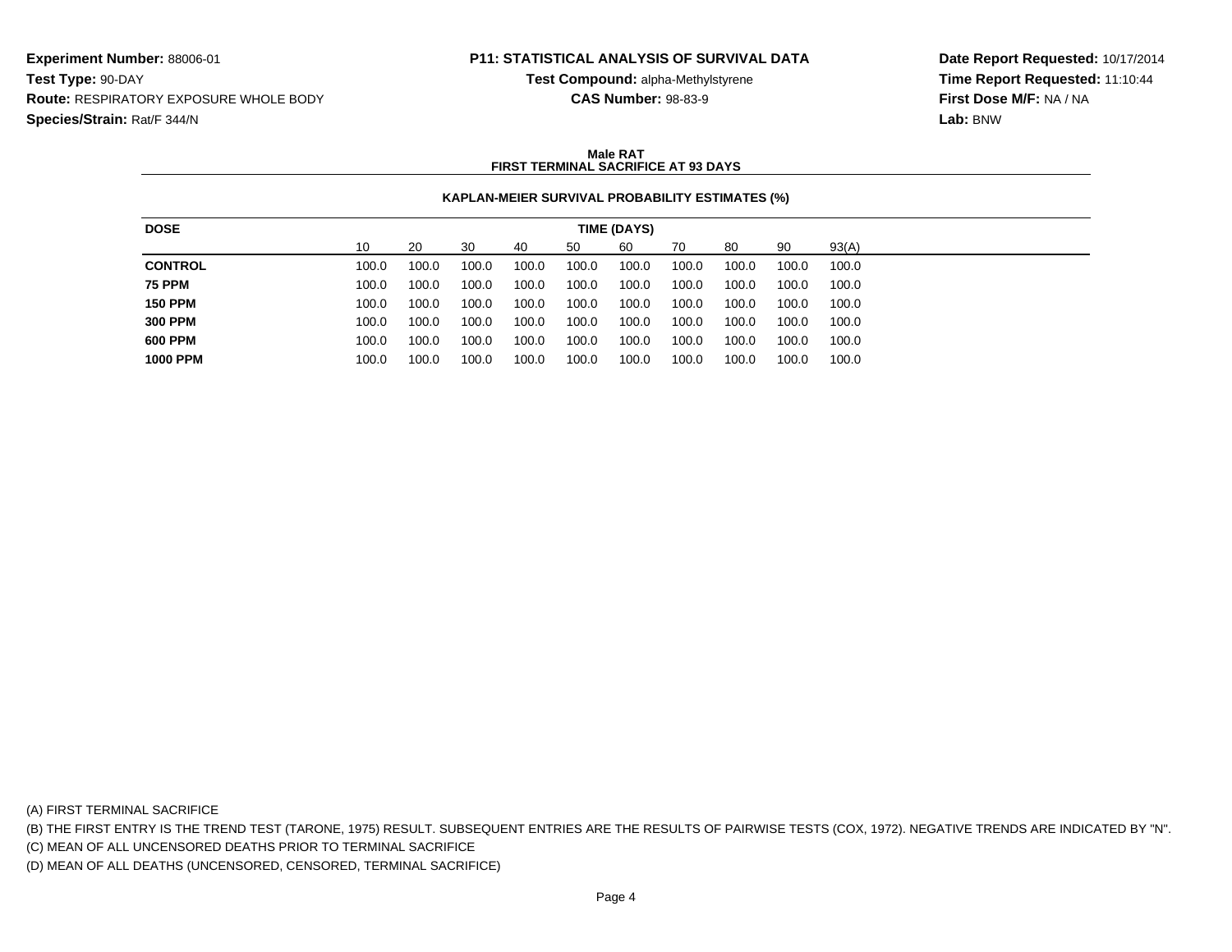**Experiment Number:** 88006-01
**Test Type:** 90-DAY
**Route:** RESPIRATORY EXPOSURE WHOLE BODY
**Species/Strain:** Rat/F 344/N

**P11: STATISTICAL ANALYSIS OF SURVIVAL DATA**
**Test Compound:** alpha-Methylstyrene
**CAS Number:** 98-83-9

**Date Report Requested:** 10/17/2014
**Time Report Requested:** 11:10:44
**First Dose M/F:** NA / NA
**Lab:** BNW

**Male RAT**
**FIRST TERMINAL SACRIFICE AT 93 DAYS**

**KAPLAN-MEIER SURVIVAL PROBABILITY ESTIMATES (%)**

| DOSE | TIME (DAYS) | | | | | | | | | |
|---|---|---|---|---|---|---|---|---|---|---|
| | 10 | 20 | 30 | 40 | 50 | 60 | 70 | 80 | 90 | 93(A) |
| **CONTROL** | 100.0 | 100.0 | 100.0 | 100.0 | 100.0 | 100.0 | 100.0 | 100.0 | 100.0 | 100.0 |
| **75 PPM** | 100.0 | 100.0 | 100.0 | 100.0 | 100.0 | 100.0 | 100.0 | 100.0 | 100.0 | 100.0 |
| **150 PPM** | 100.0 | 100.0 | 100.0 | 100.0 | 100.0 | 100.0 | 100.0 | 100.0 | 100.0 | 100.0 |
| **300 PPM** | 100.0 | 100.0 | 100.0 | 100.0 | 100.0 | 100.0 | 100.0 | 100.0 | 100.0 | 100.0 |
| **600 PPM** | 100.0 | 100.0 | 100.0 | 100.0 | 100.0 | 100.0 | 100.0 | 100.0 | 100.0 | 100.0 |
| **1000 PPM** | 100.0 | 100.0 | 100.0 | 100.0 | 100.0 | 100.0 | 100.0 | 100.0 | 100.0 | 100.0 |

(A) FIRST TERMINAL SACRIFICE
(B) THE FIRST ENTRY IS THE TREND TEST (TARONE, 1975) RESULT. SUBSEQUENT ENTRIES ARE THE RESULTS OF PAIRWISE TESTS (COX, 1972). NEGATIVE TRENDS ARE INDICATED BY "N".
(C) MEAN OF ALL UNCENSORED DEATHS PRIOR TO TERMINAL SACRIFICE
(D) MEAN OF ALL DEATHS (UNCENSORED, CENSORED, TERMINAL SACRIFICE)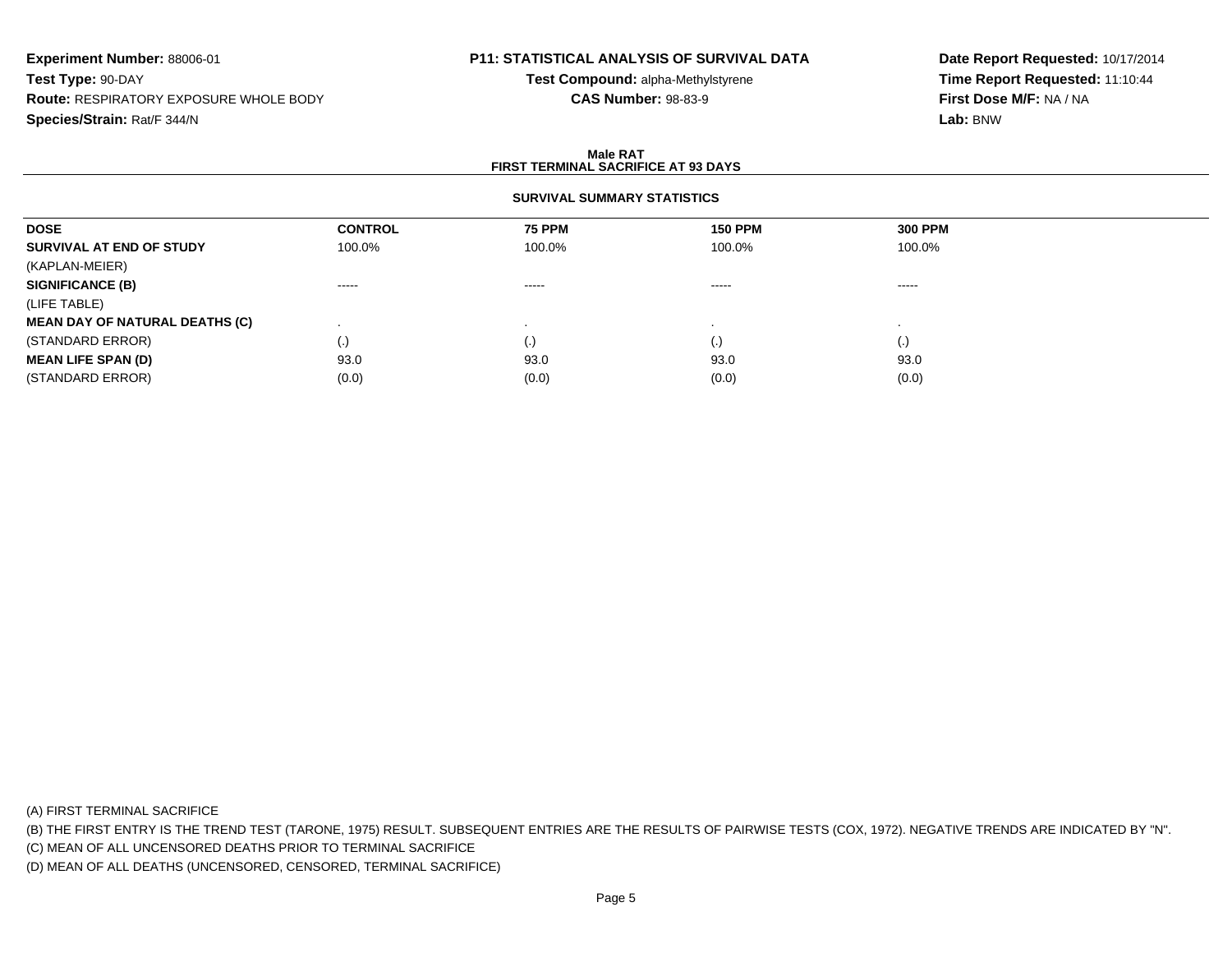**Experiment Number:** 88006-01
**Test Type:** 90-DAY
**Route:** RESPIRATORY EXPOSURE WHOLE BODY
**Species/Strain:** Rat/F 344/N

**P11: STATISTICAL ANALYSIS OF SURVIVAL DATA**
**Test Compound:** alpha-Methylstyrene
**CAS Number:** 98-83-9

**Date Report Requested:** 10/17/2014
**Time Report Requested:** 11:10:44
**First Dose M/F:** NA / NA
**Lab:** BNW

**Male RAT**
**FIRST TERMINAL SACRIFICE AT 93 DAYS**

**SURVIVAL SUMMARY STATISTICS**

| DOSE | CONTROL | 75 PPM | 150 PPM | 300 PPM |
|---|---|---|---|---|
| **SURVIVAL AT END OF STUDY** | 100.0% | 100.0% | 100.0% | 100.0% |
| (KAPLAN-MEIER) | | | | |
| **SIGNIFICANCE (B)** | ----- | ----- | ----- | ----- |
| (LIFE TABLE) | | | | |
| **MEAN DAY OF NATURAL DEATHS (C)** | . | . | . | . |
| (STANDARD ERROR) | (.) | (.) | (.) | (.) |
| **MEAN LIFE SPAN (D)** | 93.0 | 93.0 | 93.0 | 93.0 |
| (STANDARD ERROR) | (0.0) | (0.0) | (0.0) | (0.0) |

(A) FIRST TERMINAL SACRIFICE
(B) THE FIRST ENTRY IS THE TREND TEST (TARONE, 1975) RESULT. SUBSEQUENT ENTRIES ARE THE RESULTS OF PAIRWISE TESTS (COX, 1972). NEGATIVE TRENDS ARE INDICATED BY "N".
(C) MEAN OF ALL UNCENSORED DEATHS PRIOR TO TERMINAL SACRIFICE
(D) MEAN OF ALL DEATHS (UNCENSORED, CENSORED, TERMINAL SACRIFICE)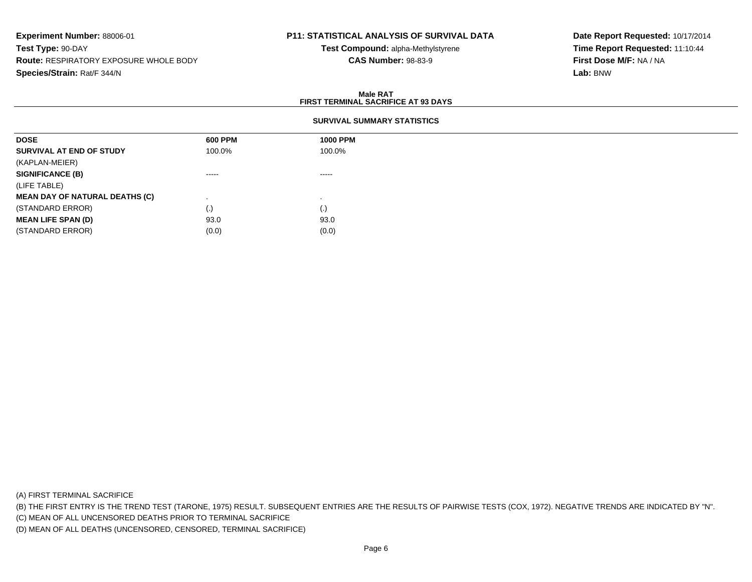**Experiment Number:** 88006-01
**Test Type:** 90-DAY
**Route:** RESPIRATORY EXPOSURE WHOLE BODY
**Species/Strain:** Rat/F 344/N

**P11: STATISTICAL ANALYSIS OF SURVIVAL DATA**
**Test Compound:** alpha-Methylstyrene
**CAS Number:** 98-83-9

**Date Report Requested:** 10/17/2014
**Time Report Requested:** 11:10:44
**First Dose M/F:** NA / NA
**Lab:** BNW

**Male RAT**
**FIRST TERMINAL SACRIFICE AT 93 DAYS**

**SURVIVAL SUMMARY STATISTICS**

| DOSE | 600 PPM | 1000 PPM |
|---|---|---|
| **SURVIVAL AT END OF STUDY** | 100.0% | 100.0% |
| (KAPLAN-MEIER) | | |
| **SIGNIFICANCE (B)** | ----- | ----- |
| (LIFE TABLE) | | |
| **MEAN DAY OF NATURAL DEATHS (C)** | . | . |
| (STANDARD ERROR) | (.) | (.) |
| **MEAN LIFE SPAN (D)** | 93.0 | 93.0 |
| (STANDARD ERROR) | (0.0) | (0.0) |

(A) FIRST TERMINAL SACRIFICE
(B) THE FIRST ENTRY IS THE TREND TEST (TARONE, 1975) RESULT. SUBSEQUENT ENTRIES ARE THE RESULTS OF PAIRWISE TESTS (COX, 1972). NEGATIVE TRENDS ARE INDICATED BY "N".
(C) MEAN OF ALL UNCENSORED DEATHS PRIOR TO TERMINAL SACRIFICE
(D) MEAN OF ALL DEATHS (UNCENSORED, CENSORED, TERMINAL SACRIFICE)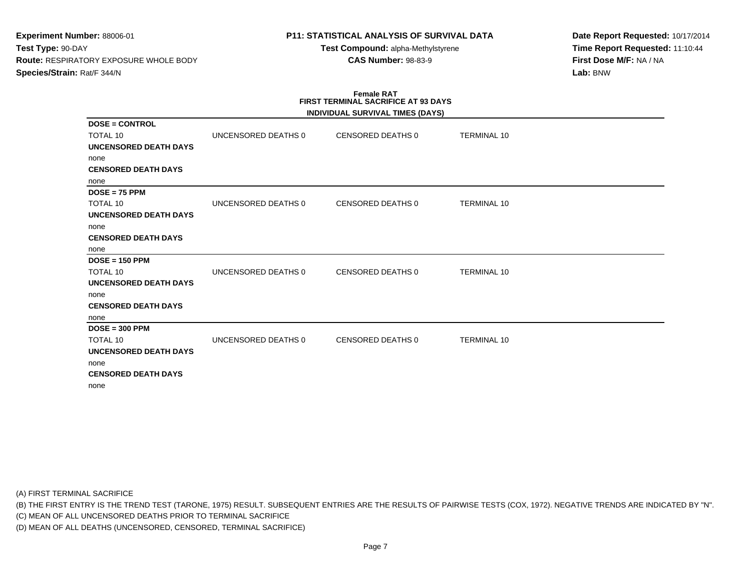**Experiment Number:** 88006-01
**Test Type:** 90-DAY
**Route:** RESPIRATORY EXPOSURE WHOLE BODY
**Species/Strain:** Rat/F 344/N

**P11: STATISTICAL ANALYSIS OF SURVIVAL DATA**
**Test Compound:** alpha-Methylstyrene
**CAS Number:** 98-83-9

**Date Report Requested:** 10/17/2014
**Time Report Requested:** 11:10:44
**First Dose M/F:** NA / NA
**Lab:** BNW

**Female RAT**
**FIRST TERMINAL SACRIFICE AT 93 DAYS**
**INDIVIDUAL SURVIVAL TIMES (DAYS)**

**DOSE = CONTROL**

| TOTAL 10 | UNCENSORED DEATHS 0 | CENSORED DEATHS 0 | TERMINAL 10 |
|---|---|---|---|

**UNCENSORED DEATH DAYS**
none
**CENSORED DEATH DAYS**
none

**DOSE = 75 PPM**

| TOTAL 10 | UNCENSORED DEATHS 0 | CENSORED DEATHS 0 | TERMINAL 10 |
|---|---|---|---|

**UNCENSORED DEATH DAYS**
none
**CENSORED DEATH DAYS**
none

**DOSE = 150 PPM**

| TOTAL 10 | UNCENSORED DEATHS 0 | CENSORED DEATHS 0 | TERMINAL 10 |
|---|---|---|---|

**UNCENSORED DEATH DAYS**
none
**CENSORED DEATH DAYS**
none

**DOSE = 300 PPM**

| TOTAL 10 | UNCENSORED DEATHS 0 | CENSORED DEATHS 0 | TERMINAL 10 |
|---|---|---|---|

**UNCENSORED DEATH DAYS**
none
**CENSORED DEATH DAYS**
none

(A) FIRST TERMINAL SACRIFICE
(B) THE FIRST ENTRY IS THE TREND TEST (TARONE, 1975) RESULT. SUBSEQUENT ENTRIES ARE THE RESULTS OF PAIRWISE TESTS (COX, 1972). NEGATIVE TRENDS ARE INDICATED BY "N".
(C) MEAN OF ALL UNCENSORED DEATHS PRIOR TO TERMINAL SACRIFICE
(D) MEAN OF ALL DEATHS (UNCENSORED, CENSORED, TERMINAL SACRIFICE)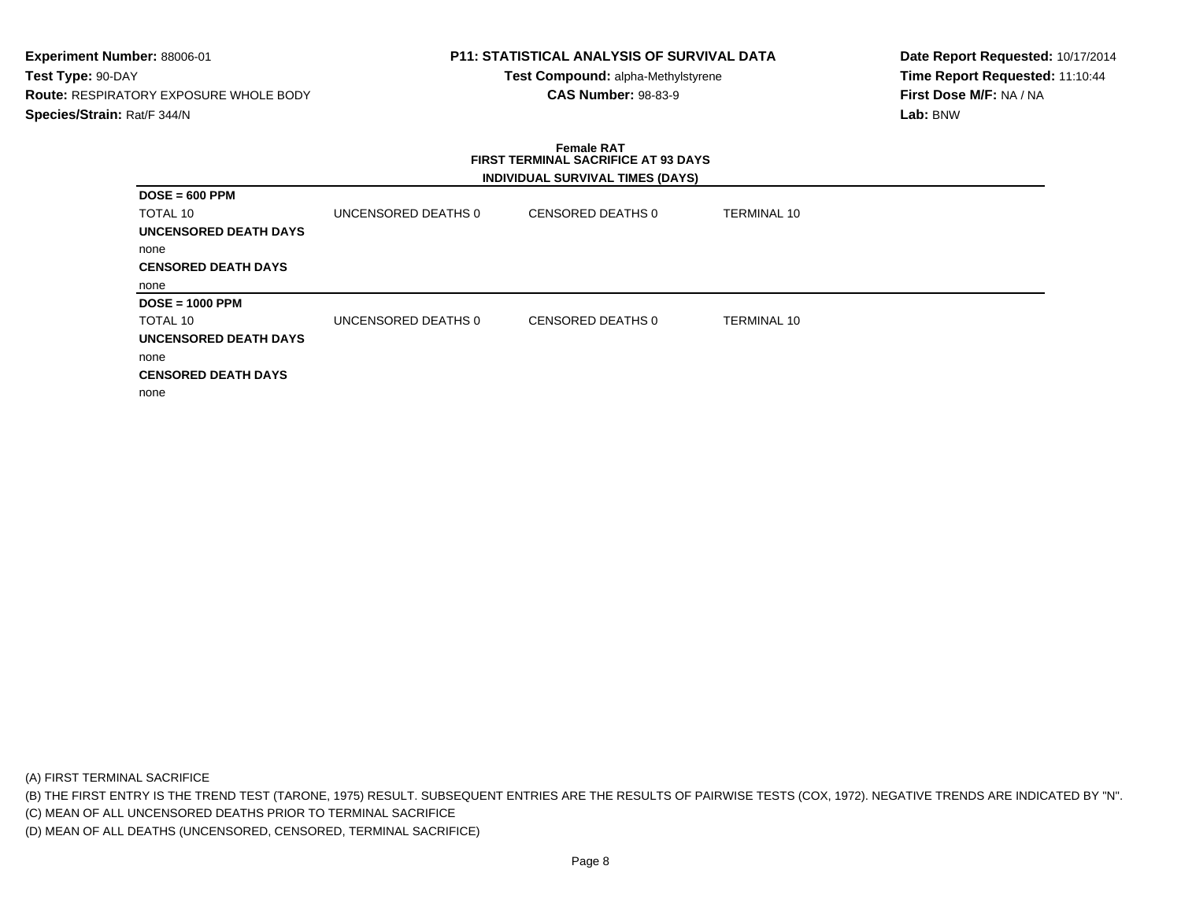**Experiment Number:** 88006-01
**Test Type:** 90-DAY
**Route:** RESPIRATORY EXPOSURE WHOLE BODY
**Species/Strain:** Rat/F 344/N

**P11: STATISTICAL ANALYSIS OF SURVIVAL DATA**
**Test Compound:** alpha-Methylstyrene
**CAS Number:** 98-83-9

**Date Report Requested:** 10/17/2014
**Time Report Requested:** 11:10:44
**First Dose M/F:** NA / NA
**Lab:** BNW

**Female RAT**
**FIRST TERMINAL SACRIFICE AT 93 DAYS**
**INDIVIDUAL SURVIVAL TIMES (DAYS)**

**DOSE = 600 PPM**

| TOTAL 10 | UNCENSORED DEATHS 0 | CENSORED DEATHS 0 | TERMINAL 10 |
|---|---|---|---|

**UNCENSORED DEATH DAYS**
none
**CENSORED DEATH DAYS**
none

**DOSE = 1000 PPM**

| TOTAL 10 | UNCENSORED DEATHS 0 | CENSORED DEATHS 0 | TERMINAL 10 |
|---|---|---|---|

**UNCENSORED DEATH DAYS**
none
**CENSORED DEATH DAYS**
none

(A) FIRST TERMINAL SACRIFICE
(B) THE FIRST ENTRY IS THE TREND TEST (TARONE, 1975) RESULT. SUBSEQUENT ENTRIES ARE THE RESULTS OF PAIRWISE TESTS (COX, 1972). NEGATIVE TRENDS ARE INDICATED BY "N".
(C) MEAN OF ALL UNCENSORED DEATHS PRIOR TO TERMINAL SACRIFICE
(D) MEAN OF ALL DEATHS (UNCENSORED, CENSORED, TERMINAL SACRIFICE)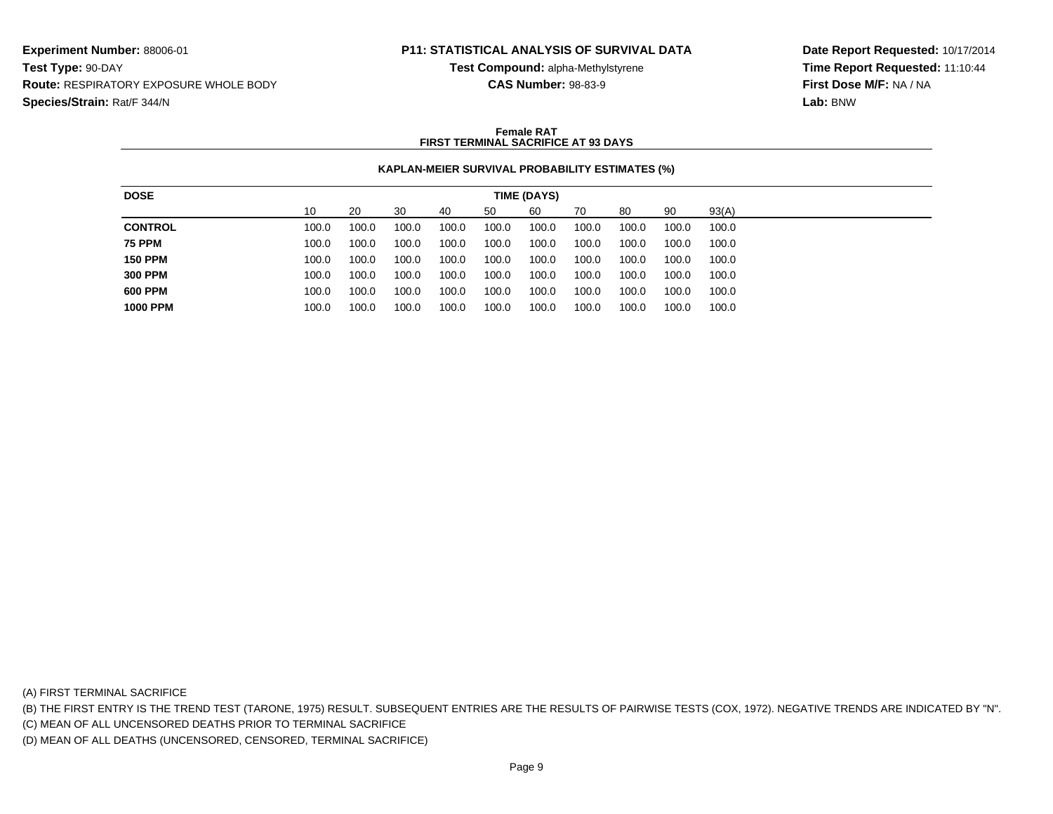**Experiment Number:** 88006-01
**Test Type:** 90-DAY
**Route:** RESPIRATORY EXPOSURE WHOLE BODY
**Species/Strain:** Rat/F 344/N

**P11: STATISTICAL ANALYSIS OF SURVIVAL DATA**
**Test Compound:** alpha-Methylstyrene
**CAS Number:** 98-83-9

**Date Report Requested:** 10/17/2014
**Time Report Requested:** 11:10:44
**First Dose M/F:** NA / NA
**Lab:** BNW

**Female RAT**
**FIRST TERMINAL SACRIFICE AT 93 DAYS**

**KAPLAN-MEIER SURVIVAL PROBABILITY ESTIMATES (%)**

| DOSE | TIME (DAYS) | | | | | | | | | |
|---|---|---|---|---|---|---|---|---|---|---|
| | 10 | 20 | 30 | 40 | 50 | 60 | 70 | 80 | 90 | 93(A) |
| **CONTROL** | 100.0 | 100.0 | 100.0 | 100.0 | 100.0 | 100.0 | 100.0 | 100.0 | 100.0 | 100.0 |
| **75 PPM** | 100.0 | 100.0 | 100.0 | 100.0 | 100.0 | 100.0 | 100.0 | 100.0 | 100.0 | 100.0 |
| **150 PPM** | 100.0 | 100.0 | 100.0 | 100.0 | 100.0 | 100.0 | 100.0 | 100.0 | 100.0 | 100.0 |
| **300 PPM** | 100.0 | 100.0 | 100.0 | 100.0 | 100.0 | 100.0 | 100.0 | 100.0 | 100.0 | 100.0 |
| **600 PPM** | 100.0 | 100.0 | 100.0 | 100.0 | 100.0 | 100.0 | 100.0 | 100.0 | 100.0 | 100.0 |
| **1000 PPM** | 100.0 | 100.0 | 100.0 | 100.0 | 100.0 | 100.0 | 100.0 | 100.0 | 100.0 | 100.0 |

(A) FIRST TERMINAL SACRIFICE
(B) THE FIRST ENTRY IS THE TREND TEST (TARONE, 1975) RESULT. SUBSEQUENT ENTRIES ARE THE RESULTS OF PAIRWISE TESTS (COX, 1972). NEGATIVE TRENDS ARE INDICATED BY "N".
(C) MEAN OF ALL UNCENSORED DEATHS PRIOR TO TERMINAL SACRIFICE
(D) MEAN OF ALL DEATHS (UNCENSORED, CENSORED, TERMINAL SACRIFICE)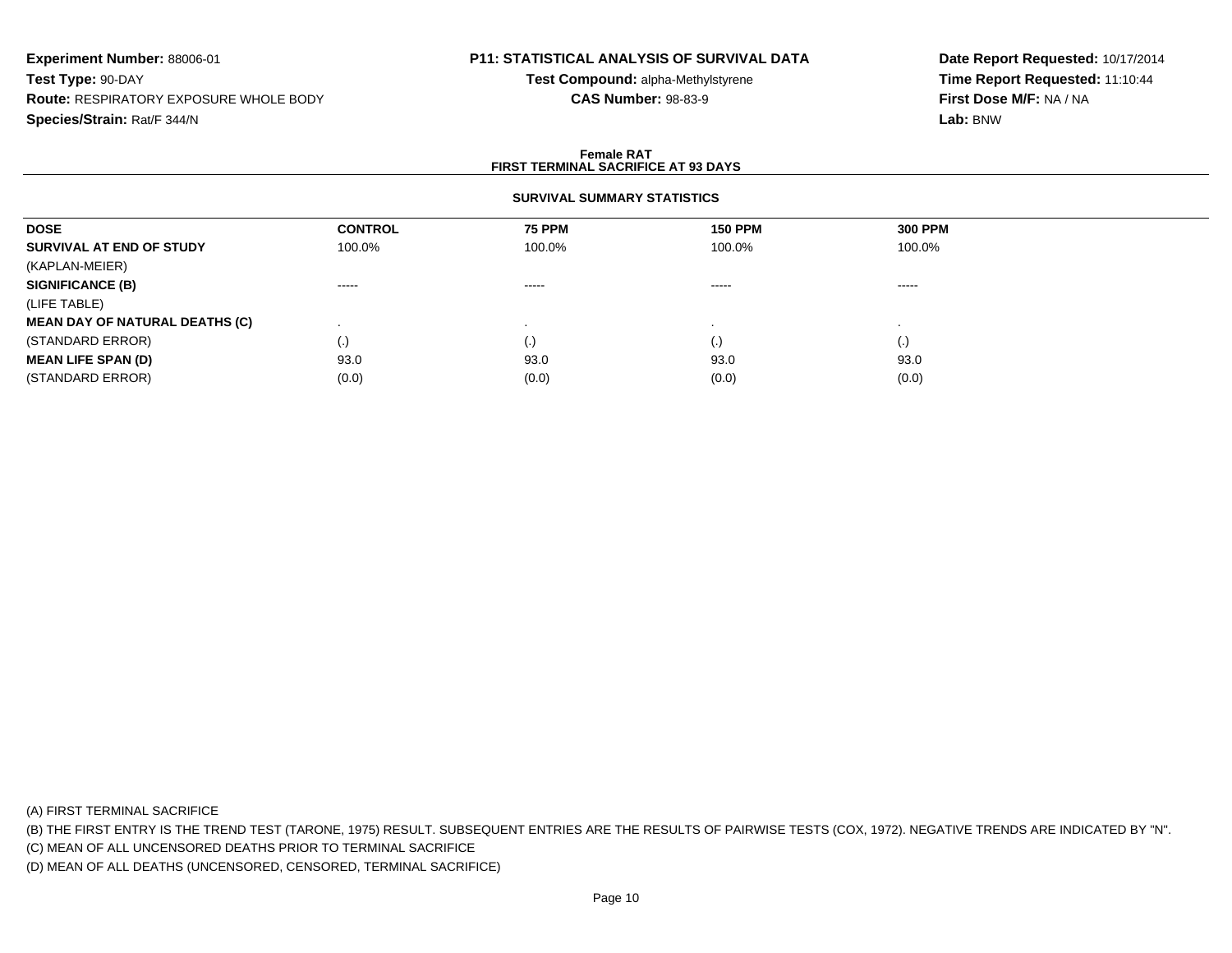**Experiment Number:** 88006-01
**Test Type:** 90-DAY
**Route:** RESPIRATORY EXPOSURE WHOLE BODY
**Species/Strain:** Rat/F 344/N

**P11: STATISTICAL ANALYSIS OF SURVIVAL DATA**
**Test Compound:** alpha-Methylstyrene
**CAS Number:** 98-83-9

**Date Report Requested:** 10/17/2014
**Time Report Requested:** 11:10:44
**First Dose M/F:** NA / NA
**Lab:** BNW

**Female RAT**
**FIRST TERMINAL SACRIFICE AT 93 DAYS**

**SURVIVAL SUMMARY STATISTICS**

| DOSE | CONTROL | 75 PPM | 150 PPM | 300 PPM |
|---|---|---|---|---|
| **SURVIVAL AT END OF STUDY** | 100.0% | 100.0% | 100.0% | 100.0% |
| (KAPLAN-MEIER) | | | | |
| **SIGNIFICANCE (B)** | ----- | ----- | ----- | ----- |
| (LIFE TABLE) | | | | |
| **MEAN DAY OF NATURAL DEATHS (C)** | . | . | . | . |
| (STANDARD ERROR) | (.) | (.) | (.) | (.) |
| **MEAN LIFE SPAN (D)** | 93.0 | 93.0 | 93.0 | 93.0 |
| (STANDARD ERROR) | (0.0) | (0.0) | (0.0) | (0.0) |

(A) FIRST TERMINAL SACRIFICE
(B) THE FIRST ENTRY IS THE TREND TEST (TARONE, 1975) RESULT. SUBSEQUENT ENTRIES ARE THE RESULTS OF PAIRWISE TESTS (COX, 1972). NEGATIVE TRENDS ARE INDICATED BY "N".
(C) MEAN OF ALL UNCENSORED DEATHS PRIOR TO TERMINAL SACRIFICE
(D) MEAN OF ALL DEATHS (UNCENSORED, CENSORED, TERMINAL SACRIFICE)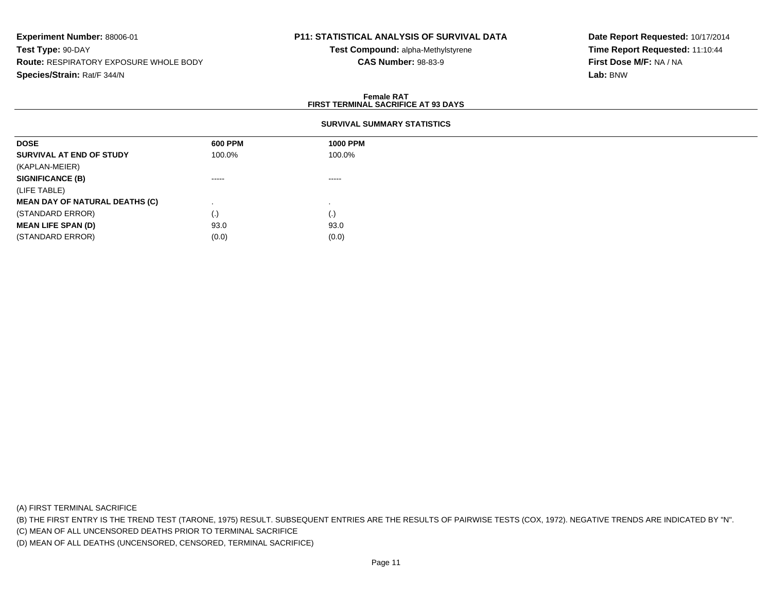**Experiment Number:** 88006-01
**Test Type:** 90-DAY
**Route:** RESPIRATORY EXPOSURE WHOLE BODY
**Species/Strain:** Rat/F 344/N

**P11: STATISTICAL ANALYSIS OF SURVIVAL DATA**
**Test Compound:** alpha-Methylstyrene
**CAS Number:** 98-83-9

**Date Report Requested:** 10/17/2014
**Time Report Requested:** 11:10:44
**First Dose M/F:** NA / NA
**Lab:** BNW

**Female RAT**
**FIRST TERMINAL SACRIFICE AT 93 DAYS**

**SURVIVAL SUMMARY STATISTICS**

| **DOSE** | **600 PPM** | **1000 PPM** |
|---|---|---|
| **SURVIVAL AT END OF STUDY** | 100.0% | 100.0% |
| (KAPLAN-MEIER) | | |
| **SIGNIFICANCE (B)** | ----- | ----- |
| (LIFE TABLE) | | |
| **MEAN DAY OF NATURAL DEATHS (C)** | . | . |
| (STANDARD ERROR) | (.) | (.) |
| **MEAN LIFE SPAN (D)** | 93.0 | 93.0 |
| (STANDARD ERROR) | (0.0) | (0.0) |

(A) FIRST TERMINAL SACRIFICE
(B) THE FIRST ENTRY IS THE TREND TEST (TARONE, 1975) RESULT. SUBSEQUENT ENTRIES ARE THE RESULTS OF PAIRWISE TESTS (COX, 1972). NEGATIVE TRENDS ARE INDICATED BY "N".
(C) MEAN OF ALL UNCENSORED DEATHS PRIOR TO TERMINAL SACRIFICE
(D) MEAN OF ALL DEATHS (UNCENSORED, CENSORED, TERMINAL SACRIFICE)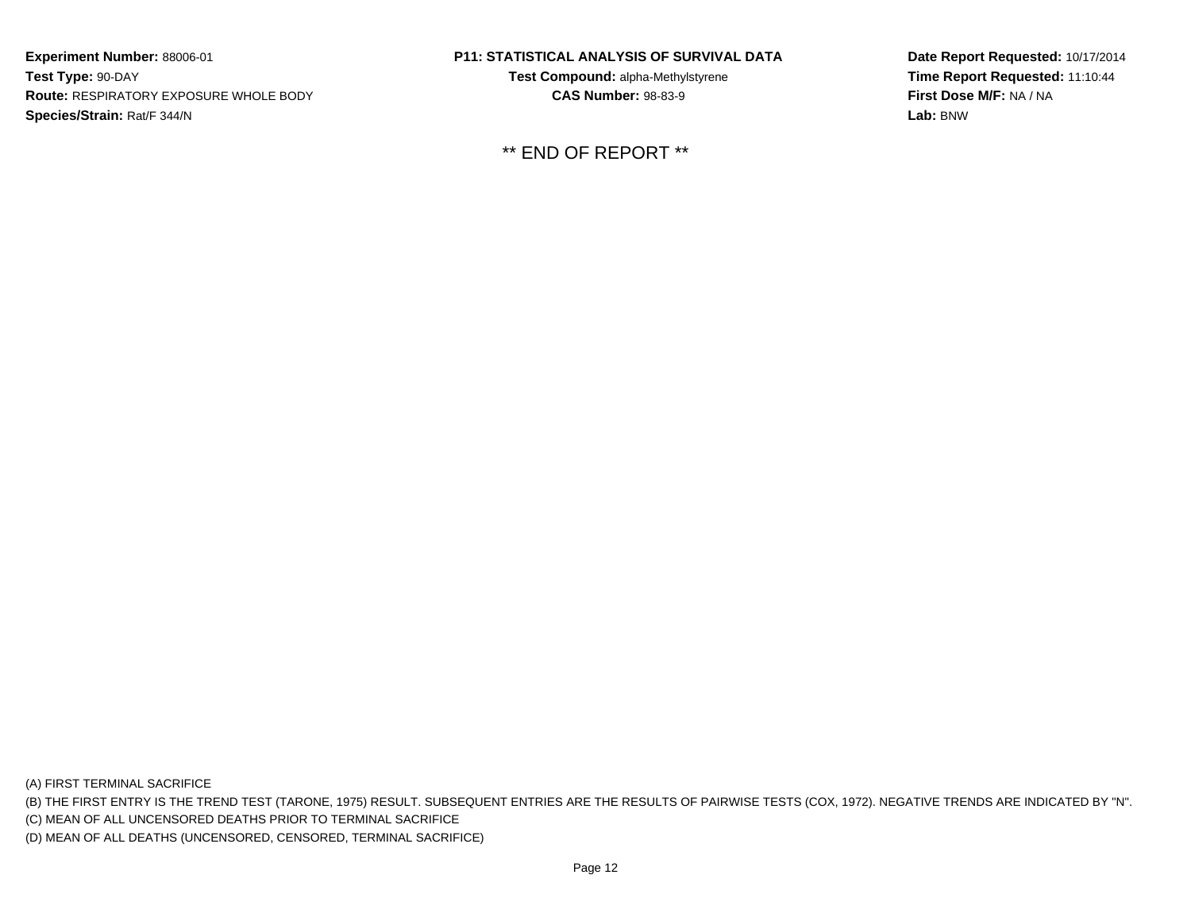**Experiment Number:** 88006-01
**Test Type:** 90-DAY
**Route:** RESPIRATORY EXPOSURE WHOLE BODY
**Species/Strain:** Rat/F 344/N

**P11: STATISTICAL ANALYSIS OF SURVIVAL DATA**
**Test Compound:** alpha-Methylstyrene
**CAS Number:** 98-83-9

**Date Report Requested:** 10/17/2014
**Time Report Requested:** 11:10:44
**First Dose M/F:** NA / NA
**Lab:** BNW

** END OF REPORT **

(A) FIRST TERMINAL SACRIFICE
(B) THE FIRST ENTRY IS THE TREND TEST (TARONE, 1975) RESULT. SUBSEQUENT ENTRIES ARE THE RESULTS OF PAIRWISE TESTS (COX, 1972). NEGATIVE TRENDS ARE INDICATED BY "N".
(C) MEAN OF ALL UNCENSORED DEATHS PRIOR TO TERMINAL SACRIFICE
(D) MEAN OF ALL DEATHS (UNCENSORED, CENSORED, TERMINAL SACRIFICE)